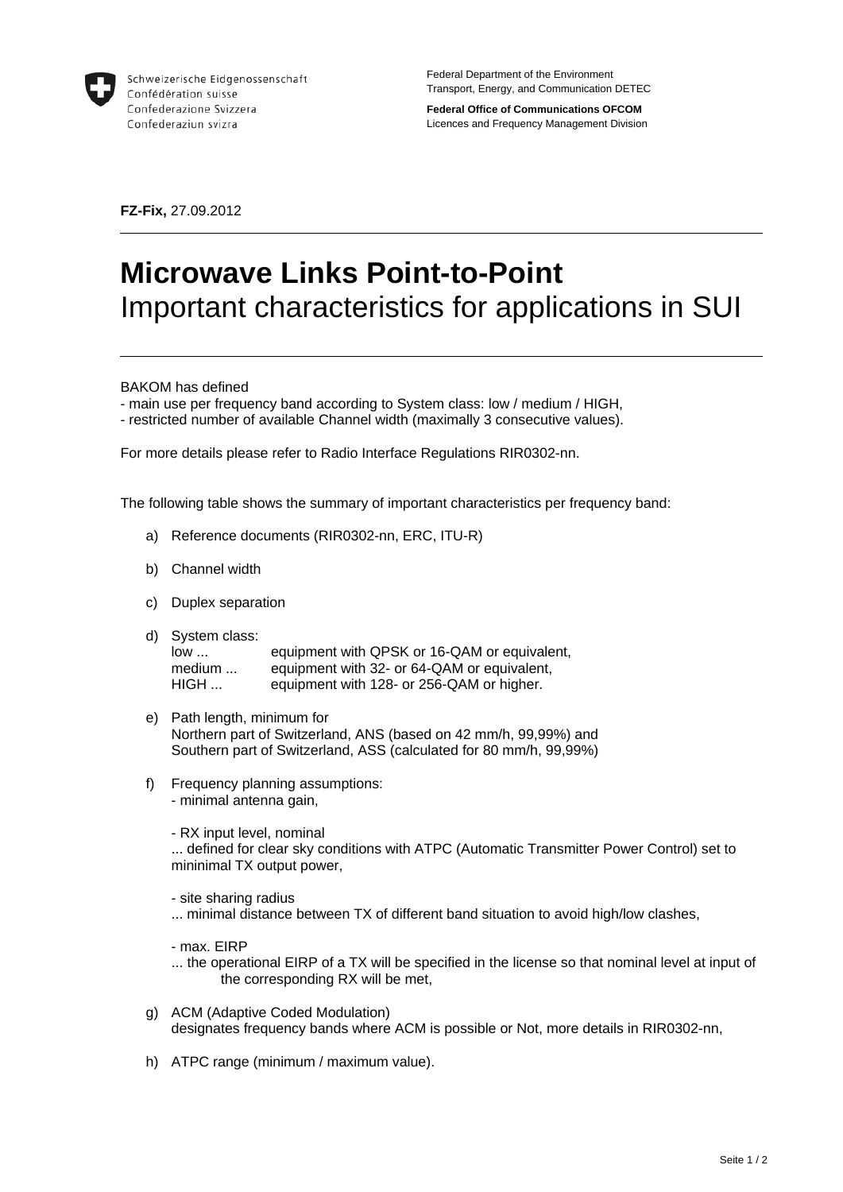Schweizerische Eidgenossenschaft
Confédération suisse
Confederazione Svizzera
Confederaziun svizra

Federal Department of the Environment
Transport, Energy, and Communication DETEC

**Federal Office of Communications OFCOM**
Licences and Frequency Management Division

**FZ-Fix,** 27.09.2012

# Microwave Links Point-to-Point
## Important characteristics for applications in SUI

BAKOM has defined
- main use per frequency band according to System class: low / medium / HIGH,
- restricted number of available Channel width (maximally 3 consecutive values).

For more details please refer to Radio Interface Regulations RIR0302-nn.

The following table shows the summary of important characteristics per frequency band:

a) Reference documents (RIR0302-nn, ERC, ITU-R)

b) Channel width

c) Duplex separation

d) System class:
   low ... equipment with QPSK or 16-QAM or equivalent,
   medium ... equipment with 32- or 64-QAM or equivalent,
   HIGH ... equipment with 128- or 256-QAM or higher.

e) Path length, minimum for
   Northern part of Switzerland, ANS (based on 42 mm/h, 99,99%) and
   Southern part of Switzerland, ASS (calculated for 80 mm/h, 99,99%)

f) Frequency planning assumptions:
   - minimal antenna gain,

   - RX input level, nominal
   ... defined for clear sky conditions with ATPC (Automatic Transmitter Power Control) set to mininimal TX output power,

   - site sharing radius
   ... minimal distance between TX of different band situation to avoid high/low clashes,

   - max. EIRP
   ... the operational EIRP of a TX will be specified in the license so that nominal level at input of the corresponding RX will be met,

g) ACM (Adaptive Coded Modulation)
   designates frequency bands where ACM is possible or Not, more details in RIR0302-nn,

h) ATPC range (minimum / maximum value).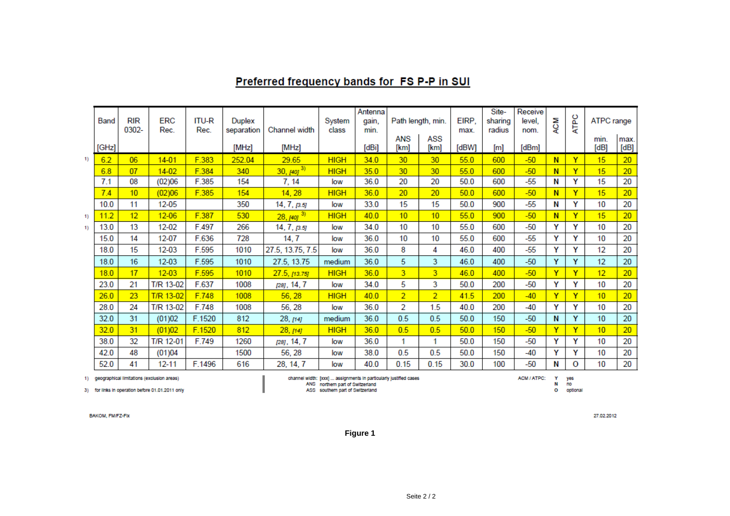# Preferred frequency bands for FS P-P in SUI

| | Band | RIR 0302- | ERC Rec. | ITU-R Rec. | Duplex separation | Channel width | System class | Antenna gain, min. | Path length, min. | | EIRP, max. | Site-sharing radius | Receive level, nom. | ACM | ATPC | ATPC range | |
|---|---|---|---|---|---|---|---|---|---|---|---|---|---|---|---|---|---|
| | | | | | | | | | ANS | ASS | | | | | | min. | max. |
| | [GHz] | | | | [MHz] | [MHz] | | [dBi] | [km] | [km] | [dBW] | [m] | [dBm] | | | [dB] | [dB] |
| 1) | 6.2 | 06 | 14-01 | F.383 | 252.04 | 29.65 | HIGH | 34.0 | 30 | 30 | 55.0 | 600 | -50 | N | Y | 15 | 20 |
| | 6.8 | 07 | 14-02 | F.384 | 340 | 30, [40] 3) | HIGH | 35.0 | 30 | 30 | 55.0 | 600 | -50 | N | Y | 15 | 20 |
| | 7.1 | 08 | (02)06 | F.385 | 154 | 7, 14 | low | 36.0 | 20 | 20 | 50.0 | 600 | -55 | N | Y | 15 | 20 |
| | 7.4 | 10 | (02)06 | F.385 | 154 | 14, 28 | HIGH | 36.0 | 20 | 20 | 50.0 | 600 | -50 | N | Y | 15 | 20 |
| | 10.0 | 11 | 12-05 | | 350 | 14, 7, [3.5] | low | 33.0 | 15 | 15 | 50.0 | 900 | -55 | N | Y | 10 | 20 |
| 1) | 11.2 | 12 | 12-06 | F.387 | 530 | 28, [40] 3) | HIGH | 40.0 | 10 | 10 | 55.0 | 900 | -50 | N | Y | 15 | 20 |
| 1) | 13.0 | 13 | 12-02 | F.497 | 266 | 14, 7, [3.5] | low | 34.0 | 10 | 10 | 55.0 | 600 | -50 | Y | Y | 10 | 20 |
| | 15.0 | 14 | 12-07 | F.636 | 728 | 14, 7 | low | 36.0 | 10 | 10 | 55.0 | 600 | -55 | Y | Y | 10 | 20 |
| | 18.0 | 15 | 12-03 | F.595 | 1010 | 27.5, 13.75, 7.5 | low | 36.0 | 8 | 4 | 46.0 | 400 | -55 | Y | Y | 12 | 20 |
| | 18.0 | 16 | 12-03 | F.595 | 1010 | 27.5, 13.75 | medium | 36.0 | 5 | 3 | 46.0 | 400 | -50 | Y | Y | 12 | 20 |
| | 18.0 | 17 | 12-03 | F.595 | 1010 | 27.5, [13.75] | HIGH | 36.0 | 3 | 3 | 46.0 | 400 | -50 | Y | Y | 12 | 20 |
| | 23.0 | 21 | T/R 13-02 | F.637 | 1008 | [28], 14, 7 | low | 34.0 | 5 | 3 | 50.0 | 200 | -50 | Y | Y | 10 | 20 |
| | 26.0 | 23 | T/R 13-02 | F.748 | 1008 | 56, 28 | HIGH | 40.0 | 2 | 2 | 41.5 | 200 | -40 | Y | Y | 10 | 20 |
| | 28.0 | 24 | T/R 13-02 | F.748 | 1008 | 56, 28 | low | 36.0 | 2 | 1.5 | 40.0 | 200 | -40 | Y | Y | 10 | 20 |
| | 32.0 | 31 | (01)02 | F.1520 | 812 | 28, [14] | medium | 36.0 | 0.5 | 0.5 | 50.0 | 150 | -50 | N | Y | 10 | 20 |
| | 32.0 | 31 | (01)02 | F.1520 | 812 | 28, [14] | HIGH | 36.0 | 0.5 | 0.5 | 50.0 | 150 | -50 | Y | Y | 10 | 20 |
| | 38.0 | 32 | T/R 12-01 | F.749 | 1260 | [28], 14, 7 | low | 36.0 | 1 | 1 | 50.0 | 150 | -50 | Y | Y | 10 | 20 |
| | 42.0 | 48 | (01)04 | | 1500 | 56, 28 | low | 38.0 | 0.5 | 0.5 | 50.0 | 150 | -40 | Y | Y | 10 | 20 |
| | 52.0 | 41 | 12-11 | F.1496 | 616 | 28, 14, 7 | low | 40.0 | 0.15 | 0.15 | 30.0 | 100 | -50 | N | O | 10 | 20 |

1) geographical limitations (exclusion areas)

3) for links in operation before 01.01.2011 only

channel width: [xxx] ... assignments in particularly justified cases
ANS northern part of Switzerland
ASS southern part of Switzerland

ACM / ATPC: Y yes, N no, O optional

BAKOM, FM/FZ-Fix

27.02.2012

**Figure 1**